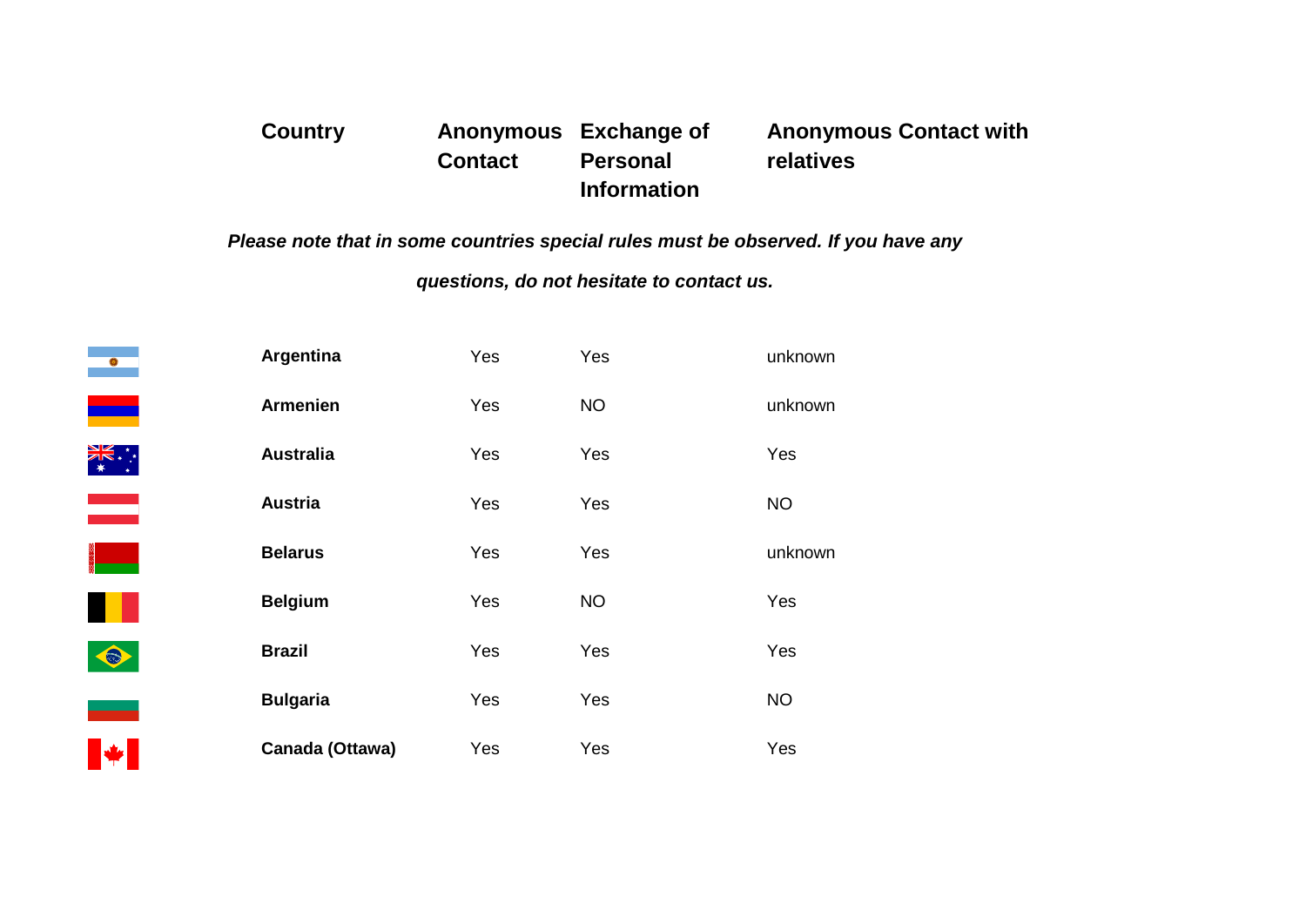| Country | Anonymous Contact | Exchange of Personal Information | Anonymous Contact with relatives |
|---|---|---|---|

***Please note that in some countries special rules must be observed. If you have any questions, do not hesitate to contact us.***

| Country | Anonymous Contact | Exchange of Personal Information | Anonymous Contact with relatives |
|---|---|---|---|
| **Argentina** | Yes | Yes | unknown |
| **Armenien** | Yes | NO | unknown |
| **Australia** | Yes | Yes | Yes |
| **Austria** | Yes | Yes | NO |
| **Belarus** | Yes | Yes | unknown |
| **Belgium** | Yes | NO | Yes |
| **Brazil** | Yes | Yes | Yes |
| **Bulgaria** | Yes | Yes | NO |
| **Canada (Ottawa)** | Yes | Yes | Yes |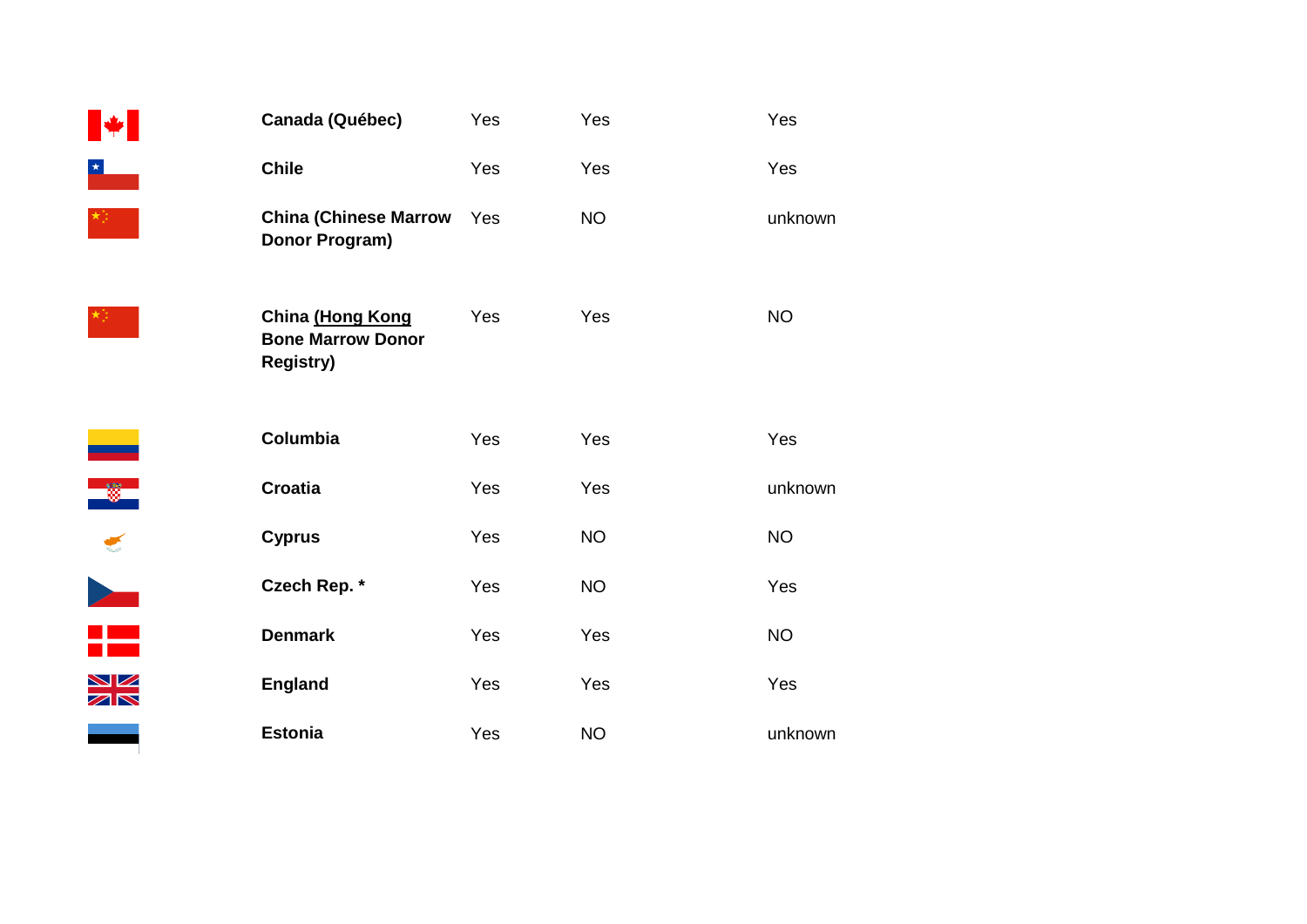| | | | | |
|---|---|---|---|---|
| | **Canada (Québec)** | Yes | Yes | Yes |
| | **Chile** | Yes | Yes | Yes |
| | **China (Chinese Marrow Donor Program)** | Yes | NO | unknown |
| | **China (Hong Kong Bone Marrow Donor Registry)** | Yes | Yes | NO |
| | **Columbia** | Yes | Yes | Yes |
| | **Croatia** | Yes | Yes | unknown |
| | **Cyprus** | Yes | NO | NO |
| | **Czech Rep. *** | Yes | NO | Yes |
| | **Denmark** | Yes | Yes | NO |
| | **England** | Yes | Yes | Yes |
| | **Estonia** | Yes | NO | unknown |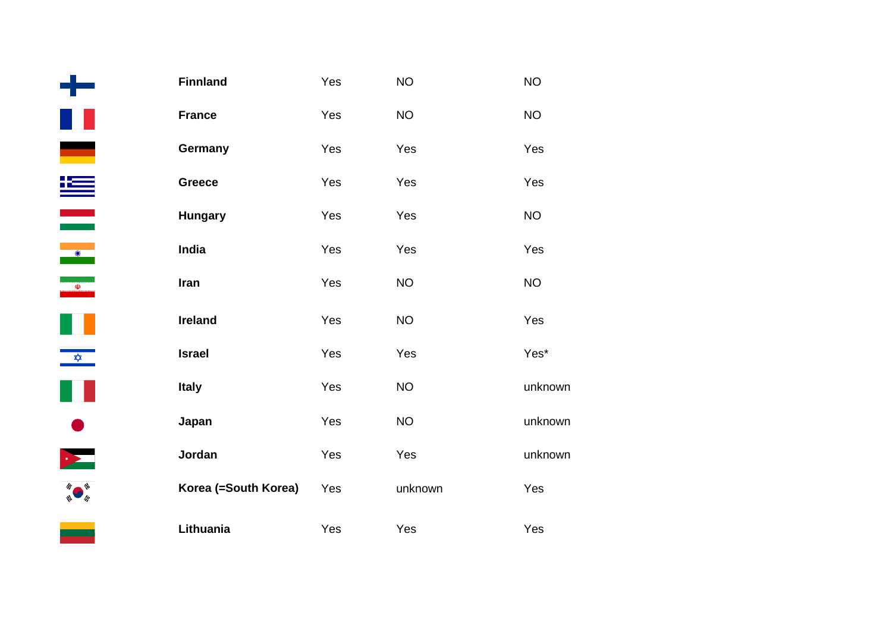| | | | | |
|---|---|---|---|---|
| | **Finnland** | Yes | NO | NO |
| | **France** | Yes | NO | NO |
| | **Germany** | Yes | Yes | Yes |
| | **Greece** | Yes | Yes | Yes |
| | **Hungary** | Yes | Yes | NO |
| | **India** | Yes | Yes | Yes |
| | **Iran** | Yes | NO | NO |
| | **Ireland** | Yes | NO | Yes |
| | **Israel** | Yes | Yes | Yes* |
| | **Italy** | Yes | NO | unknown |
| | **Japan** | Yes | NO | unknown |
| | **Jordan** | Yes | Yes | unknown |
| | **Korea (=South Korea)** | Yes | unknown | Yes |
| | **Lithuania** | Yes | Yes | Yes |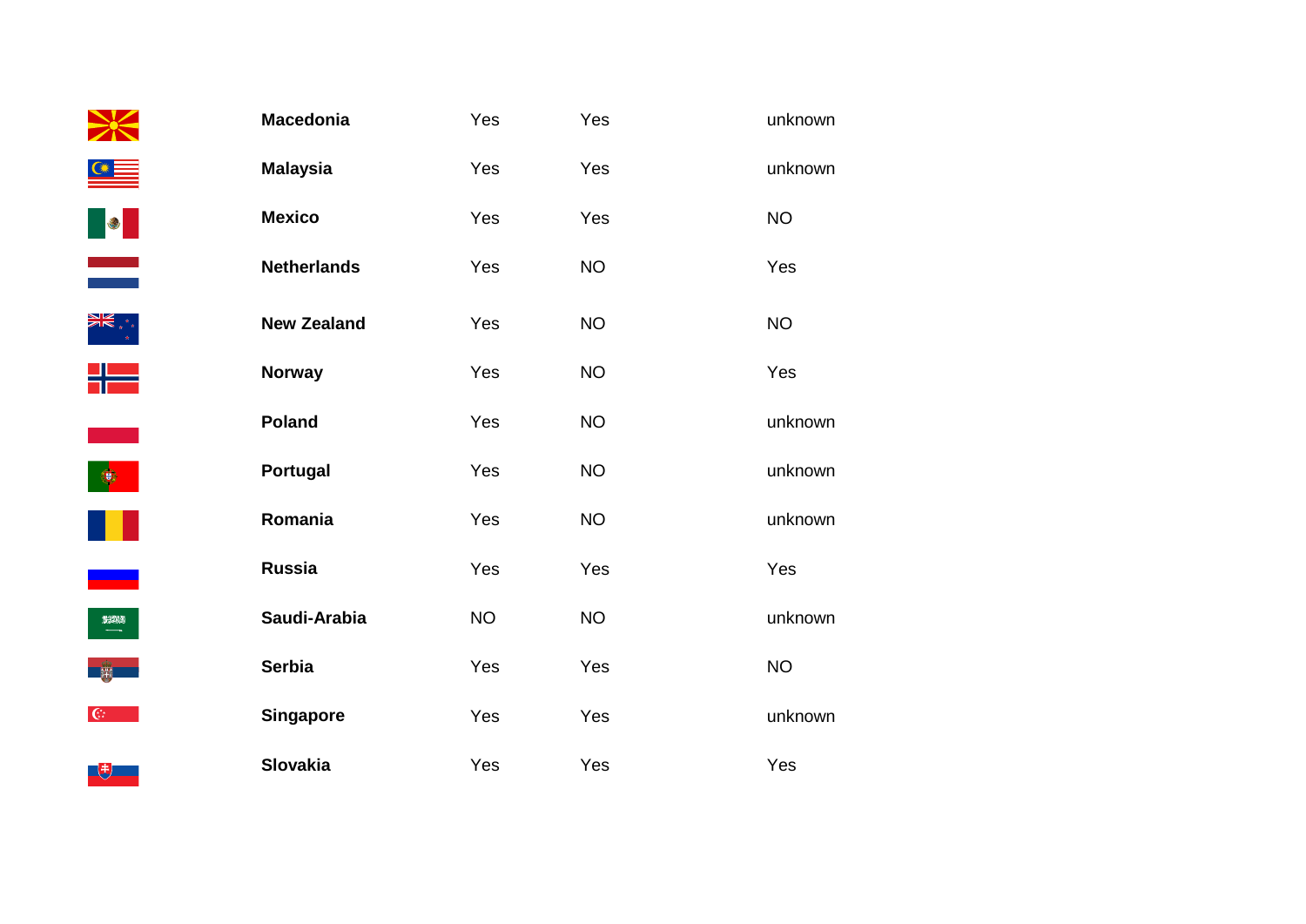| | | | |
|---|---|---|---|
| **Macedonia** | Yes | Yes | unknown |
| **Malaysia** | Yes | Yes | unknown |
| **Mexico** | Yes | Yes | NO |
| **Netherlands** | Yes | NO | Yes |
| **New Zealand** | Yes | NO | NO |
| **Norway** | Yes | NO | Yes |
| **Poland** | Yes | NO | unknown |
| **Portugal** | Yes | NO | unknown |
| **Romania** | Yes | NO | unknown |
| **Russia** | Yes | Yes | Yes |
| **Saudi-Arabia** | NO | NO | unknown |
| **Serbia** | Yes | Yes | NO |
| **Singapore** | Yes | Yes | unknown |
| **Slovakia** | Yes | Yes | Yes |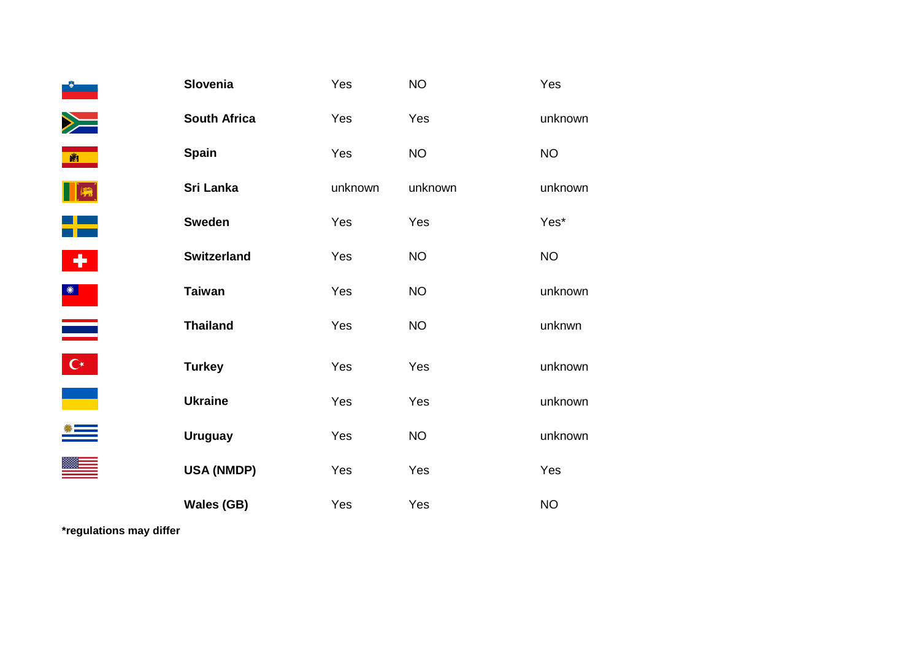| | | | |
|---|---|---|---|
| **Slovenia** | Yes | NO | Yes |
| **South Africa** | Yes | Yes | unknown |
| **Spain** | Yes | NO | NO |
| **Sri Lanka** | unknown | unknown | unknown |
| **Sweden** | Yes | Yes | Yes* |
| **Switzerland** | Yes | NO | NO |
| **Taiwan** | Yes | NO | unknown |
| **Thailand** | Yes | NO | unknwn |
| **Turkey** | Yes | Yes | unknown |
| **Ukraine** | Yes | Yes | unknown |
| **Uruguay** | Yes | NO | unknown |
| **USA (NMDP)** | Yes | Yes | Yes |
| **Wales (GB)** | Yes | Yes | NO |

***regulations may differ**